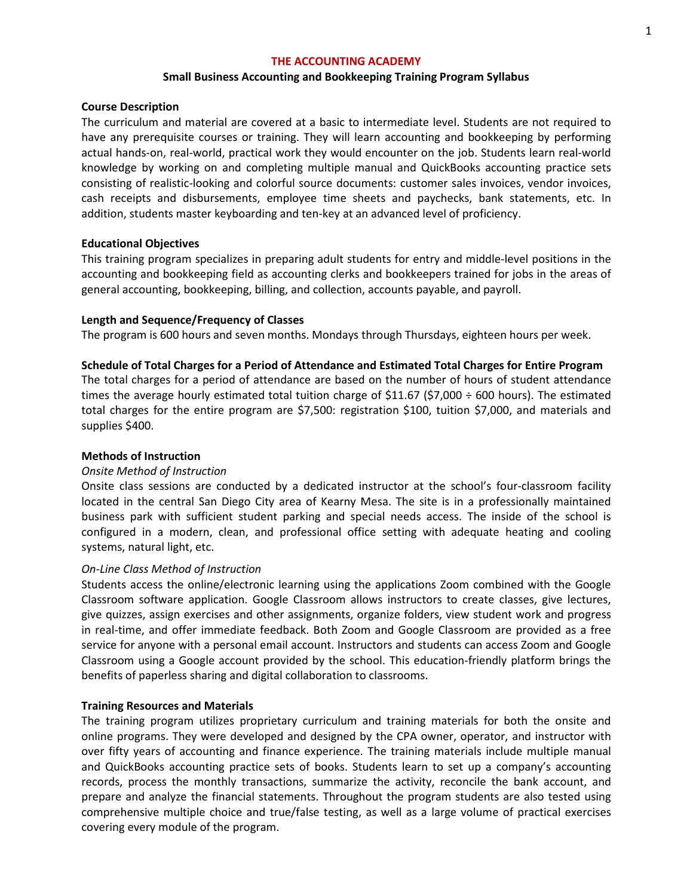# THE ACCOUNTING ACADEMY

## Small Business Accounting and Bookkeeping Training Program Syllabus

**Course Description**

The curriculum and material are covered at a basic to intermediate level. Students are not required to have any prerequisite courses or training. They will learn accounting and bookkeeping by performing actual hands-on, real-world, practical work they would encounter on the job. Students learn real-world knowledge by working on and completing multiple manual and QuickBooks accounting practice sets consisting of realistic-looking and colorful source documents: customer sales invoices, vendor invoices, cash receipts and disbursements, employee time sheets and paychecks, bank statements, etc. In addition, students master keyboarding and ten-key at an advanced level of proficiency.

**Educational Objectives**

This training program specializes in preparing adult students for entry and middle-level positions in the accounting and bookkeeping field as accounting clerks and bookkeepers trained for jobs in the areas of general accounting, bookkeeping, billing, and collection, accounts payable, and payroll.

**Length and Sequence/Frequency of Classes**

The program is 600 hours and seven months. Mondays through Thursdays, eighteen hours per week.

**Schedule of Total Charges for a Period of Attendance and Estimated Total Charges for Entire Program**

The total charges for a period of attendance are based on the number of hours of student attendance times the average hourly estimated total tuition charge of $11.67 ($7,000 ÷ 600 hours). The estimated total charges for the entire program are $7,500: registration $100, tuition $7,000, and materials and supplies $400.

**Methods of Instruction**

*Onsite Method of Instruction*

Onsite class sessions are conducted by a dedicated instructor at the school's four-classroom facility located in the central San Diego City area of Kearny Mesa. The site is in a professionally maintained business park with sufficient student parking and special needs access. The inside of the school is configured in a modern, clean, and professional office setting with adequate heating and cooling systems, natural light, etc.

*On-Line Class Method of Instruction*

Students access the online/electronic learning using the applications Zoom combined with the Google Classroom software application. Google Classroom allows instructors to create classes, give lectures, give quizzes, assign exercises and other assignments, organize folders, view student work and progress in real-time, and offer immediate feedback. Both Zoom and Google Classroom are provided as a free service for anyone with a personal email account. Instructors and students can access Zoom and Google Classroom using a Google account provided by the school. This education-friendly platform brings the benefits of paperless sharing and digital collaboration to classrooms.

**Training Resources and Materials**

The training program utilizes proprietary curriculum and training materials for both the onsite and online programs. They were developed and designed by the CPA owner, operator, and instructor with over fifty years of accounting and finance experience. The training materials include multiple manual and QuickBooks accounting practice sets of books. Students learn to set up a company's accounting records, process the monthly transactions, summarize the activity, reconcile the bank account, and prepare and analyze the financial statements. Throughout the program students are also tested using comprehensive multiple choice and true/false testing, as well as a large volume of practical exercises covering every module of the program.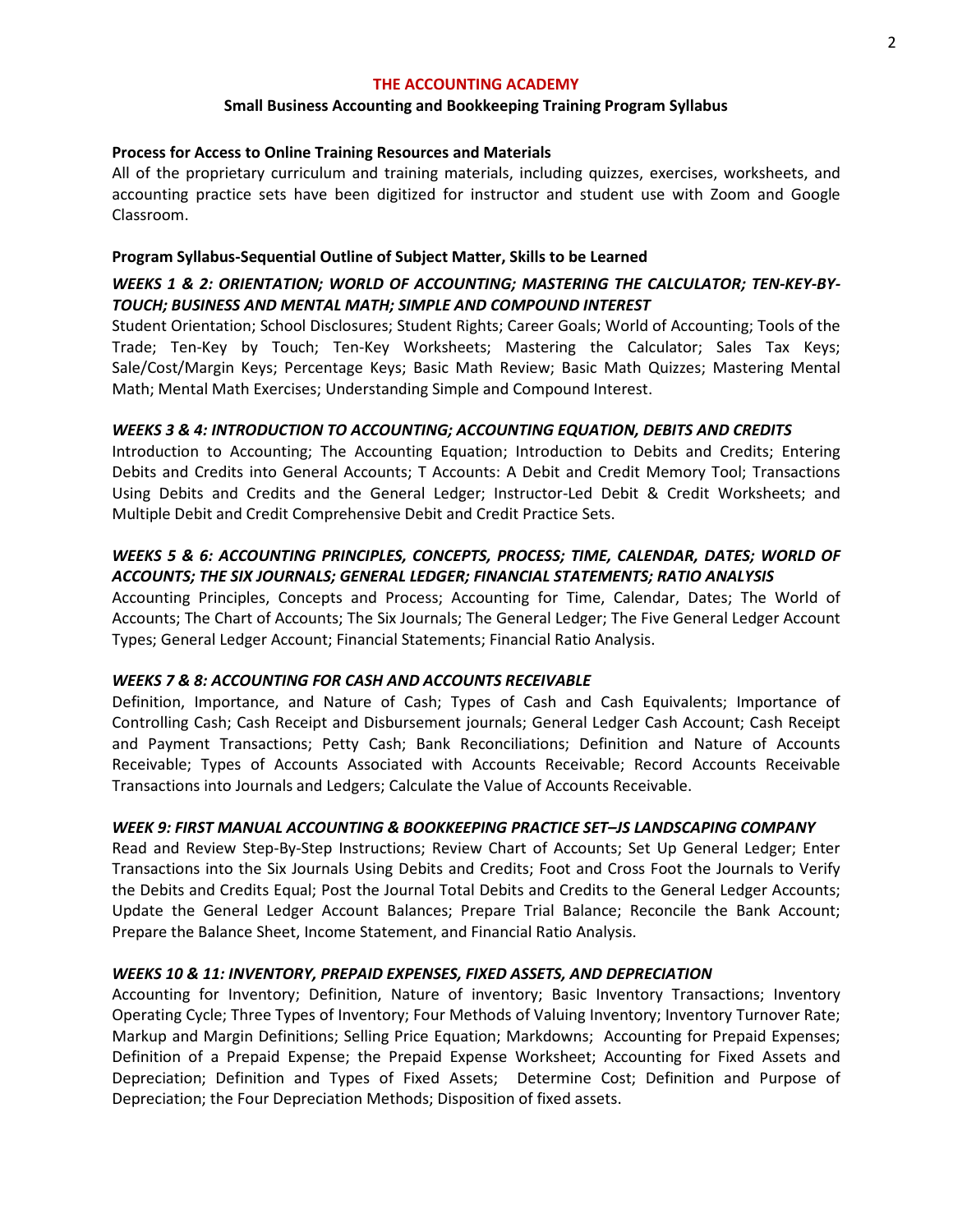## THE ACCOUNTING ACADEMY

### Small Business Accounting and Bookkeeping Training Program Syllabus

**Process for Access to Online Training Resources and Materials**

All of the proprietary curriculum and training materials, including quizzes, exercises, worksheets, and accounting practice sets have been digitized for instructor and student use with Zoom and Google Classroom.

**Program Syllabus-Sequential Outline of Subject Matter, Skills to be Learned**

***WEEKS 1 & 2: ORIENTATION; WORLD OF ACCOUNTING; MASTERING THE CALCULATOR; TEN-KEY-BY-TOUCH; BUSINESS AND MENTAL MATH; SIMPLE AND COMPOUND INTEREST***

Student Orientation; School Disclosures; Student Rights; Career Goals; World of Accounting; Tools of the Trade; Ten-Key by Touch; Ten-Key Worksheets; Mastering the Calculator; Sales Tax Keys; Sale/Cost/Margin Keys; Percentage Keys; Basic Math Review; Basic Math Quizzes; Mastering Mental Math; Mental Math Exercises; Understanding Simple and Compound Interest.

***WEEKS 3 & 4: INTRODUCTION TO ACCOUNTING; ACCOUNTING EQUATION, DEBITS AND CREDITS***

Introduction to Accounting; The Accounting Equation; Introduction to Debits and Credits; Entering Debits and Credits into General Accounts; T Accounts: A Debit and Credit Memory Tool; Transactions Using Debits and Credits and the General Ledger; Instructor-Led Debit & Credit Worksheets; and Multiple Debit and Credit Comprehensive Debit and Credit Practice Sets.

***WEEKS 5 & 6: ACCOUNTING PRINCIPLES, CONCEPTS, PROCESS; TIME, CALENDAR, DATES; WORLD OF ACCOUNTS; THE SIX JOURNALS; GENERAL LEDGER; FINANCIAL STATEMENTS; RATIO ANALYSIS***

Accounting Principles, Concepts and Process; Accounting for Time, Calendar, Dates; The World of Accounts; The Chart of Accounts; The Six Journals; The General Ledger; The Five General Ledger Account Types; General Ledger Account; Financial Statements; Financial Ratio Analysis.

***WEEKS 7 & 8: ACCOUNTING FOR CASH AND ACCOUNTS RECEIVABLE***

Definition, Importance, and Nature of Cash; Types of Cash and Cash Equivalents; Importance of Controlling Cash; Cash Receipt and Disbursement journals; General Ledger Cash Account; Cash Receipt and Payment Transactions; Petty Cash; Bank Reconciliations; Definition and Nature of Accounts Receivable; Types of Accounts Associated with Accounts Receivable; Record Accounts Receivable Transactions into Journals and Ledgers; Calculate the Value of Accounts Receivable.

***WEEK 9: FIRST MANUAL ACCOUNTING & BOOKKEEPING PRACTICE SET–JS LANDSCAPING COMPANY***

Read and Review Step-By-Step Instructions; Review Chart of Accounts; Set Up General Ledger; Enter Transactions into the Six Journals Using Debits and Credits; Foot and Cross Foot the Journals to Verify the Debits and Credits Equal; Post the Journal Total Debits and Credits to the General Ledger Accounts; Update the General Ledger Account Balances; Prepare Trial Balance; Reconcile the Bank Account; Prepare the Balance Sheet, Income Statement, and Financial Ratio Analysis.

***WEEKS 10 & 11: INVENTORY, PREPAID EXPENSES, FIXED ASSETS, AND DEPRECIATION***

Accounting for Inventory; Definition, Nature of inventory; Basic Inventory Transactions; Inventory Operating Cycle; Three Types of Inventory; Four Methods of Valuing Inventory; Inventory Turnover Rate; Markup and Margin Definitions; Selling Price Equation; Markdowns; Accounting for Prepaid Expenses; Definition of a Prepaid Expense; the Prepaid Expense Worksheet; Accounting for Fixed Assets and Depreciation; Definition and Types of Fixed Assets; Determine Cost; Definition and Purpose of Depreciation; the Four Depreciation Methods; Disposition of fixed assets.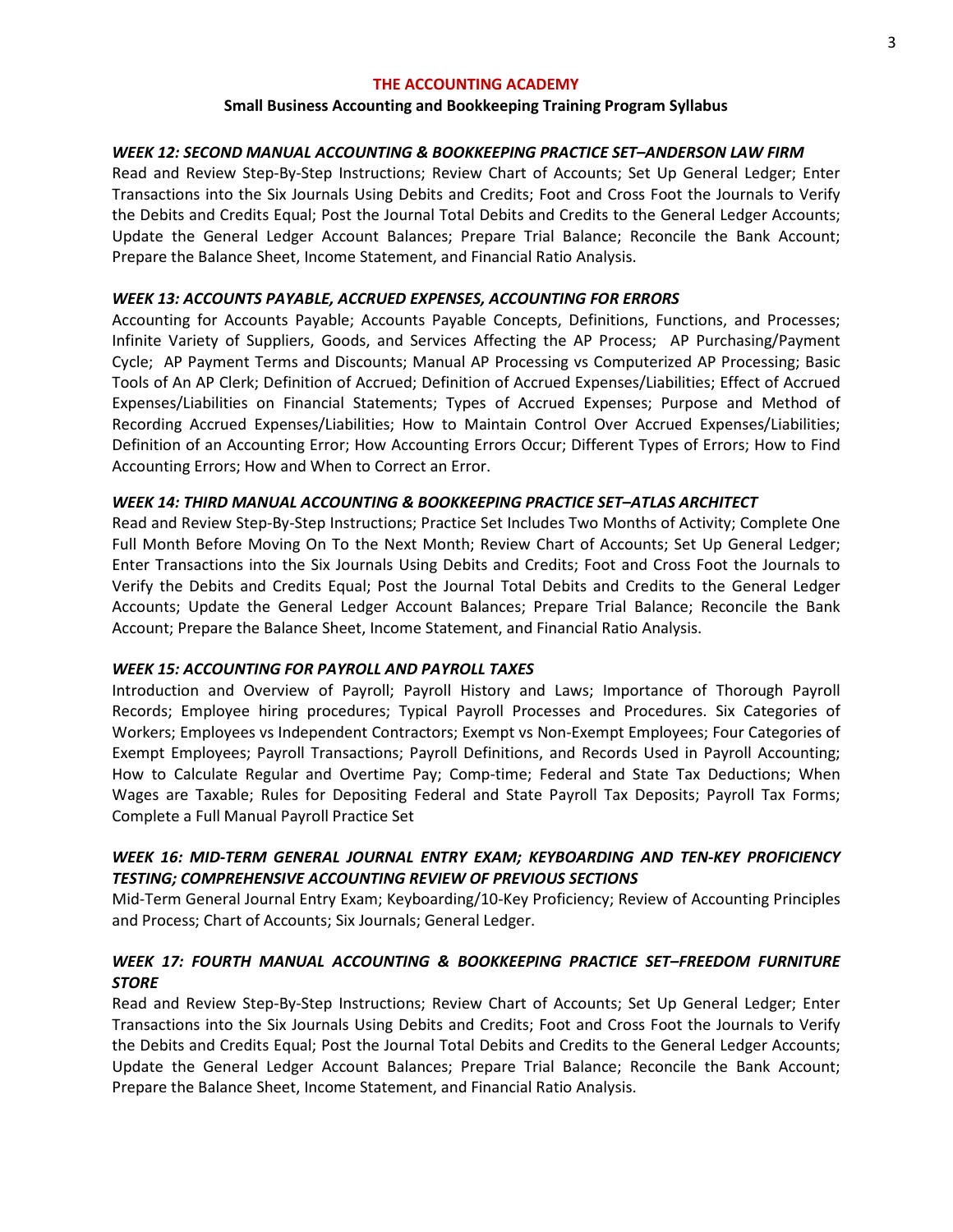**THE ACCOUNTING ACADEMY**

**Small Business Accounting and Bookkeeping Training Program Syllabus**

***WEEK 12: SECOND MANUAL ACCOUNTING & BOOKKEEPING PRACTICE SET–ANDERSON LAW FIRM***

Read and Review Step-By-Step Instructions; Review Chart of Accounts; Set Up General Ledger; Enter Transactions into the Six Journals Using Debits and Credits; Foot and Cross Foot the Journals to Verify the Debits and Credits Equal; Post the Journal Total Debits and Credits to the General Ledger Accounts; Update the General Ledger Account Balances; Prepare Trial Balance; Reconcile the Bank Account; Prepare the Balance Sheet, Income Statement, and Financial Ratio Analysis.

***WEEK 13: ACCOUNTS PAYABLE, ACCRUED EXPENSES, ACCOUNTING FOR ERRORS***

Accounting for Accounts Payable; Accounts Payable Concepts, Definitions, Functions, and Processes; Infinite Variety of Suppliers, Goods, and Services Affecting the AP Process; AP Purchasing/Payment Cycle; AP Payment Terms and Discounts; Manual AP Processing vs Computerized AP Processing; Basic Tools of An AP Clerk; Definition of Accrued; Definition of Accrued Expenses/Liabilities; Effect of Accrued Expenses/Liabilities on Financial Statements; Types of Accrued Expenses; Purpose and Method of Recording Accrued Expenses/Liabilities; How to Maintain Control Over Accrued Expenses/Liabilities; Definition of an Accounting Error; How Accounting Errors Occur; Different Types of Errors; How to Find Accounting Errors; How and When to Correct an Error.

***WEEK 14: THIRD MANUAL ACCOUNTING & BOOKKEEPING PRACTICE SET–ATLAS ARCHITECT***

Read and Review Step-By-Step Instructions; Practice Set Includes Two Months of Activity; Complete One Full Month Before Moving On To the Next Month; Review Chart of Accounts; Set Up General Ledger; Enter Transactions into the Six Journals Using Debits and Credits; Foot and Cross Foot the Journals to Verify the Debits and Credits Equal; Post the Journal Total Debits and Credits to the General Ledger Accounts; Update the General Ledger Account Balances; Prepare Trial Balance; Reconcile the Bank Account; Prepare the Balance Sheet, Income Statement, and Financial Ratio Analysis.

***WEEK 15: ACCOUNTING FOR PAYROLL AND PAYROLL TAXES***

Introduction and Overview of Payroll; Payroll History and Laws; Importance of Thorough Payroll Records; Employee hiring procedures; Typical Payroll Processes and Procedures. Six Categories of Workers; Employees vs Independent Contractors; Exempt vs Non-Exempt Employees; Four Categories of Exempt Employees; Payroll Transactions; Payroll Definitions, and Records Used in Payroll Accounting; How to Calculate Regular and Overtime Pay; Comp-time; Federal and State Tax Deductions; When Wages are Taxable; Rules for Depositing Federal and State Payroll Tax Deposits; Payroll Tax Forms; Complete a Full Manual Payroll Practice Set

***WEEK 16: MID-TERM GENERAL JOURNAL ENTRY EXAM; KEYBOARDING AND TEN-KEY PROFICIENCY TESTING; COMPREHENSIVE ACCOUNTING REVIEW OF PREVIOUS SECTIONS***

Mid-Term General Journal Entry Exam; Keyboarding/10-Key Proficiency; Review of Accounting Principles and Process; Chart of Accounts; Six Journals; General Ledger.

***WEEK 17: FOURTH MANUAL ACCOUNTING & BOOKKEEPING PRACTICE SET–FREEDOM FURNITURE STORE***

Read and Review Step-By-Step Instructions; Review Chart of Accounts; Set Up General Ledger; Enter Transactions into the Six Journals Using Debits and Credits; Foot and Cross Foot the Journals to Verify the Debits and Credits Equal; Post the Journal Total Debits and Credits to the General Ledger Accounts; Update the General Ledger Account Balances; Prepare Trial Balance; Reconcile the Bank Account; Prepare the Balance Sheet, Income Statement, and Financial Ratio Analysis.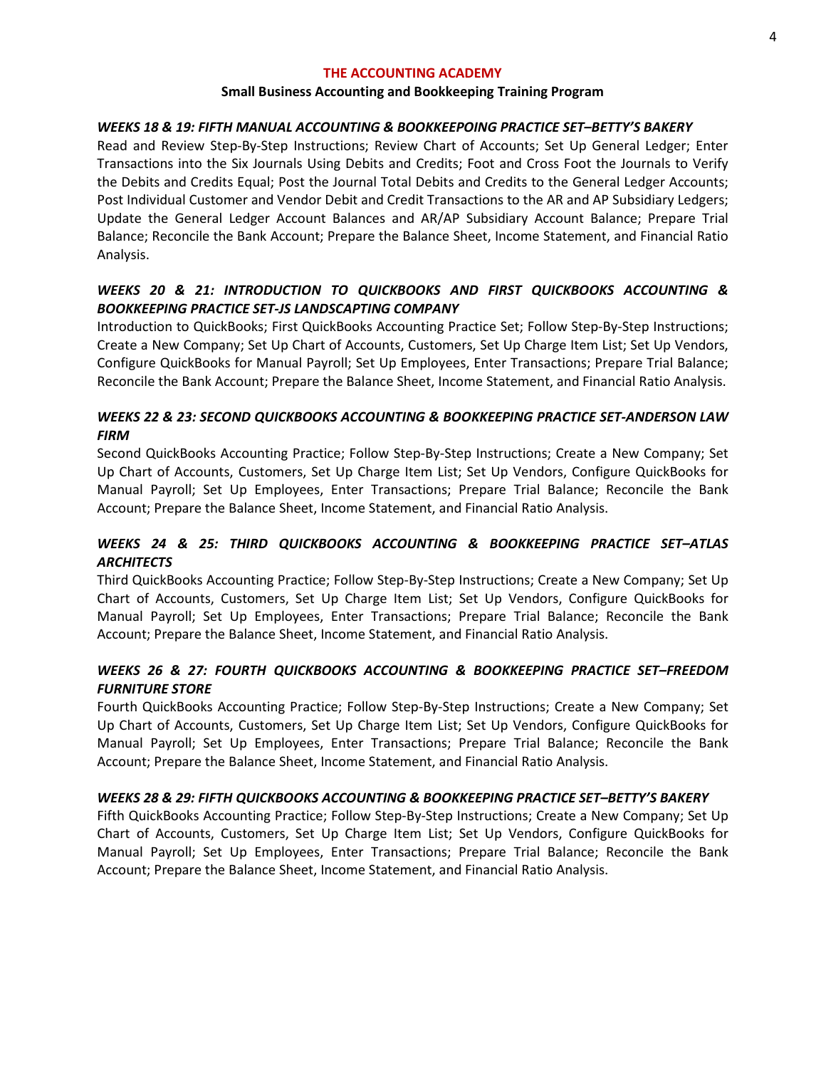**THE ACCOUNTING ACADEMY**

**Small Business Accounting and Bookkeeping Training Program**

***WEEKS 18 & 19: FIFTH MANUAL ACCOUNTING & BOOKKEEPOING PRACTICE SET–BETTY'S BAKERY***

Read and Review Step-By-Step Instructions; Review Chart of Accounts; Set Up General Ledger; Enter Transactions into the Six Journals Using Debits and Credits; Foot and Cross Foot the Journals to Verify the Debits and Credits Equal; Post the Journal Total Debits and Credits to the General Ledger Accounts; Post Individual Customer and Vendor Debit and Credit Transactions to the AR and AP Subsidiary Ledgers; Update the General Ledger Account Balances and AR/AP Subsidiary Account Balance; Prepare Trial Balance; Reconcile the Bank Account; Prepare the Balance Sheet, Income Statement, and Financial Ratio Analysis.

***WEEKS 20 & 21: INTRODUCTION TO QUICKBOOKS AND FIRST QUICKBOOKS ACCOUNTING & BOOKKEEPING PRACTICE SET-JS LANDSCAPTING COMPANY***

Introduction to QuickBooks; First QuickBooks Accounting Practice Set; Follow Step-By-Step Instructions; Create a New Company; Set Up Chart of Accounts, Customers, Set Up Charge Item List; Set Up Vendors, Configure QuickBooks for Manual Payroll; Set Up Employees, Enter Transactions; Prepare Trial Balance; Reconcile the Bank Account; Prepare the Balance Sheet, Income Statement, and Financial Ratio Analysis.

***WEEKS 22 & 23: SECOND QUICKBOOKS ACCOUNTING & BOOKKEEPING PRACTICE SET-ANDERSON LAW FIRM***

Second QuickBooks Accounting Practice; Follow Step-By-Step Instructions; Create a New Company; Set Up Chart of Accounts, Customers, Set Up Charge Item List; Set Up Vendors, Configure QuickBooks for Manual Payroll; Set Up Employees, Enter Transactions; Prepare Trial Balance; Reconcile the Bank Account; Prepare the Balance Sheet, Income Statement, and Financial Ratio Analysis.

***WEEKS 24 & 25: THIRD QUICKBOOKS ACCOUNTING & BOOKKEEPING PRACTICE SET–ATLAS ARCHITECTS***

Third QuickBooks Accounting Practice; Follow Step-By-Step Instructions; Create a New Company; Set Up Chart of Accounts, Customers, Set Up Charge Item List; Set Up Vendors, Configure QuickBooks for Manual Payroll; Set Up Employees, Enter Transactions; Prepare Trial Balance; Reconcile the Bank Account; Prepare the Balance Sheet, Income Statement, and Financial Ratio Analysis.

***WEEKS 26 & 27: FOURTH QUICKBOOKS ACCOUNTING & BOOKKEEPING PRACTICE SET–FREEDOM FURNITURE STORE***

Fourth QuickBooks Accounting Practice; Follow Step-By-Step Instructions; Create a New Company; Set Up Chart of Accounts, Customers, Set Up Charge Item List; Set Up Vendors, Configure QuickBooks for Manual Payroll; Set Up Employees, Enter Transactions; Prepare Trial Balance; Reconcile the Bank Account; Prepare the Balance Sheet, Income Statement, and Financial Ratio Analysis.

***WEEKS 28 & 29: FIFTH QUICKBOOKS ACCOUNTING & BOOKKEEPING PRACTICE SET–BETTY'S BAKERY***

Fifth QuickBooks Accounting Practice; Follow Step-By-Step Instructions; Create a New Company; Set Up Chart of Accounts, Customers, Set Up Charge Item List; Set Up Vendors, Configure QuickBooks for Manual Payroll; Set Up Employees, Enter Transactions; Prepare Trial Balance; Reconcile the Bank Account; Prepare the Balance Sheet, Income Statement, and Financial Ratio Analysis.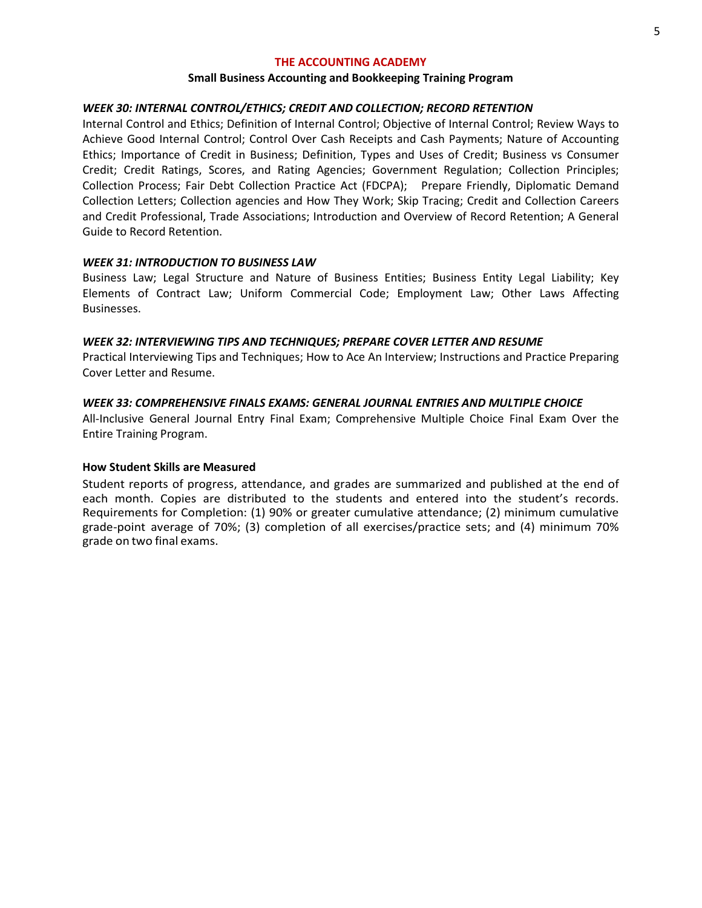**THE ACCOUNTING ACADEMY**

**Small Business Accounting and Bookkeeping Training Program**

***WEEK 30: INTERNAL CONTROL/ETHICS; CREDIT AND COLLECTION; RECORD RETENTION***

Internal Control and Ethics; Definition of Internal Control; Objective of Internal Control; Review Ways to Achieve Good Internal Control; Control Over Cash Receipts and Cash Payments; Nature of Accounting Ethics; Importance of Credit in Business; Definition, Types and Uses of Credit; Business vs Consumer Credit; Credit Ratings, Scores, and Rating Agencies; Government Regulation; Collection Principles; Collection Process; Fair Debt Collection Practice Act (FDCPA); Prepare Friendly, Diplomatic Demand Collection Letters; Collection agencies and How They Work; Skip Tracing; Credit and Collection Careers and Credit Professional, Trade Associations; Introduction and Overview of Record Retention; A General Guide to Record Retention.

***WEEK 31: INTRODUCTION TO BUSINESS LAW***

Business Law; Legal Structure and Nature of Business Entities; Business Entity Legal Liability; Key Elements of Contract Law; Uniform Commercial Code; Employment Law; Other Laws Affecting Businesses.

***WEEK 32: INTERVIEWING TIPS AND TECHNIQUES; PREPARE COVER LETTER AND RESUME***

Practical Interviewing Tips and Techniques; How to Ace An Interview; Instructions and Practice Preparing Cover Letter and Resume.

***WEEK 33: COMPREHENSIVE FINALS EXAMS: GENERAL JOURNAL ENTRIES AND MULTIPLE CHOICE***

All-Inclusive General Journal Entry Final Exam; Comprehensive Multiple Choice Final Exam Over the Entire Training Program.

**How Student Skills are Measured**

Student reports of progress, attendance, and grades are summarized and published at the end of each month. Copies are distributed to the students and entered into the student's records. Requirements for Completion: (1) 90% or greater cumulative attendance; (2) minimum cumulative grade-point average of 70%; (3) completion of all exercises/practice sets; and (4) minimum 70% grade on two final exams.